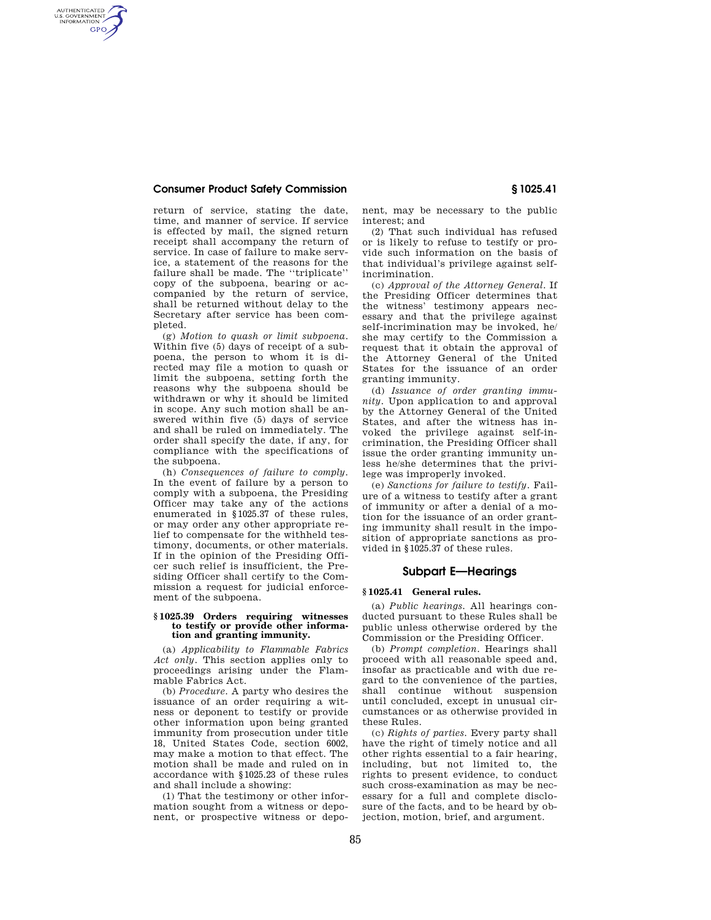return of service, stating the date, time, and manner of service. If service is effected by mail, the signed return receipt shall accompany the return of service. In case of failure to make service, a statement of the reasons for the failure shall be made. The ''triplicate'' copy of the subpoena, bearing or accompanied by the return of service, shall be returned without delay to the Secretary after service has been completed.

(g) *Motion to quash or limit subpoena.* Within five (5) days of receipt of a subpoena, the person to whom it is directed may file a motion to quash or limit the subpoena, setting forth the reasons why the subpoena should be withdrawn or why it should be limited in scope. Any such motion shall be answered within five (5) days of service and shall be ruled on immediately. The order shall specify the date, if any, for compliance with the specifications of the subpoena.

(h) *Consequences of failure to comply.* In the event of failure by a person to comply with a subpoena, the Presiding Officer may take any of the actions enumerated in §1025.37 of these rules, or may order any other appropriate relief to compensate for the withheld testimony, documents, or other materials. If in the opinion of the Presiding Officer such relief is insufficient, the Presiding Officer shall certify to the Commission a request for judicial enforcement of the subpoena.

**§1025.39 Orders requiring witnesses to testify or provide other information and granting immunity.**

(a) *Applicability to Flammable Fabrics Act only.* This section applies only to proceedings arising under the Flammable Fabrics Act.

(b) *Procedure.* A party who desires the issuance of an order requiring a witness or deponent to testify or provide other information upon being granted immunity from prosecution under title 18, United States Code, section 6002, may make a motion to that effect. The motion shall be made and ruled on in accordance with §1025.23 of these rules and shall include a showing:

(1) That the testimony or other information sought from a witness or deponent, or prospective witness or deponent, may be necessary to the public interest; and

(2) That such individual has refused or is likely to refuse to testify or provide such information on the basis of that individual's privilege against self-incrimination.

(c) *Approval of the Attorney General.* If the Presiding Officer determines that the witness' testimony appears necessary and that the privilege against self-incrimination may be invoked, he/she may certify to the Commission a request that it obtain the approval of the Attorney General of the United States for the issuance of an order granting immunity.

(d) *Issuance of order granting immunity.* Upon application to and approval by the Attorney General of the United States, and after the witness has invoked the privilege against self-incrimination, the Presiding Officer shall issue the order granting immunity unless he/she determines that the privilege was improperly invoked.

(e) *Sanctions for failure to testify.* Failure of a witness to testify after a grant of immunity or after a denial of a motion for the issuance of an order granting immunity shall result in the imposition of appropriate sanctions as provided in §1025.37 of these rules.

## Subpart E—Hearings

**§1025.41 General rules.**

(a) *Public hearings.* All hearings conducted pursuant to these Rules shall be public unless otherwise ordered by the Commission or the Presiding Officer.

(b) *Prompt completion.* Hearings shall proceed with all reasonable speed and, insofar as practicable and with due regard to the convenience of the parties, shall continue without suspension until concluded, except in unusual circumstances or as otherwise provided in these Rules.

(c) *Rights of parties.* Every party shall have the right of timely notice and all other rights essential to a fair hearing, including, but not limited to, the rights to present evidence, to conduct such cross-examination as may be necessary for a full and complete disclosure of the facts, and to be heard by objection, motion, brief, and argument.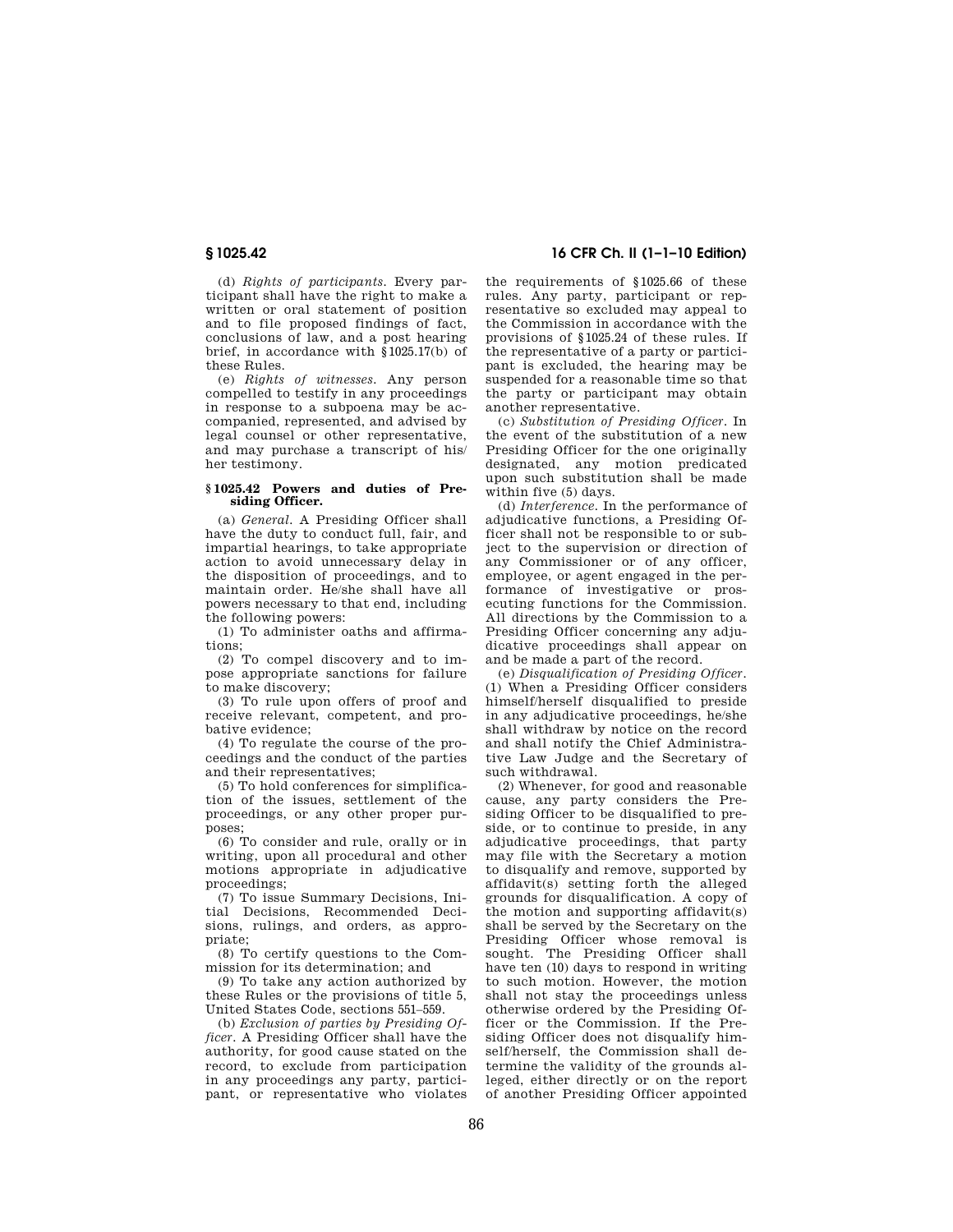(d) *Rights of participants.* Every participant shall have the right to make a written or oral statement of position and to file proposed findings of fact, conclusions of law, and a post hearing brief, in accordance with §1025.17(b) of these Rules.

(e) *Rights of witnesses.* Any person compelled to testify in any proceedings in response to a subpoena may be accompanied, represented, and advised by legal counsel or other representative, and may purchase a transcript of his/her testimony.

### § 1025.42 Powers and duties of Presiding Officer.

(a) *General.* A Presiding Officer shall have the duty to conduct full, fair, and impartial hearings, to take appropriate action to avoid unnecessary delay in the disposition of proceedings, and to maintain order. He/she shall have all powers necessary to that end, including the following powers:

(1) To administer oaths and affirmations;

(2) To compel discovery and to impose appropriate sanctions for failure to make discovery;

(3) To rule upon offers of proof and receive relevant, competent, and probative evidence;

(4) To regulate the course of the proceedings and the conduct of the parties and their representatives;

(5) To hold conferences for simplification of the issues, settlement of the proceedings, or any other proper purposes;

(6) To consider and rule, orally or in writing, upon all procedural and other motions appropriate in adjudicative proceedings;

(7) To issue Summary Decisions, Initial Decisions, Recommended Decisions, rulings, and orders, as appropriate;

(8) To certify questions to the Commission for its determination; and

(9) To take any action authorized by these Rules or the provisions of title 5, United States Code, sections 551–559.

(b) *Exclusion of parties by Presiding Officer.* A Presiding Officer shall have the authority, for good cause stated on the record, to exclude from participation in any proceedings any party, participant, or representative who violates the requirements of §1025.66 of these rules. Any party, participant or representative so excluded may appeal to the Commission in accordance with the provisions of §1025.24 of these rules. If the representative of a party or participant is excluded, the hearing may be suspended for a reasonable time so that the party or participant may obtain another representative.

(c) *Substitution of Presiding Officer.* In the event of the substitution of a new Presiding Officer for the one originally designated, any motion predicated upon such substitution shall be made within five (5) days.

(d) *Interference.* In the performance of adjudicative functions, a Presiding Officer shall not be responsible to or subject to the supervision or direction of any Commissioner or of any officer, employee, or agent engaged in the performance of investigative or prosecuting functions for the Commission. All directions by the Commission to a Presiding Officer concerning any adjudicative proceedings shall appear on and be made a part of the record.

(e) *Disqualification of Presiding Officer.* (1) When a Presiding Officer considers himself/herself disqualified to preside in any adjudicative proceedings, he/she shall withdraw by notice on the record and shall notify the Chief Administrative Law Judge and the Secretary of such withdrawal.

(2) Whenever, for good and reasonable cause, any party considers the Presiding Officer to be disqualified to preside, or to continue to preside, in any adjudicative proceedings, that party may file with the Secretary a motion to disqualify and remove, supported by affidavit(s) setting forth the alleged grounds for disqualification. A copy of the motion and supporting affidavit(s) shall be served by the Secretary on the Presiding Officer whose removal is sought. The Presiding Officer shall have ten (10) days to respond in writing to such motion. However, the motion shall not stay the proceedings unless otherwise ordered by the Presiding Officer or the Commission. If the Presiding Officer does not disqualify himself/herself, the Commission shall determine the validity of the grounds alleged, either directly or on the report of another Presiding Officer appointed